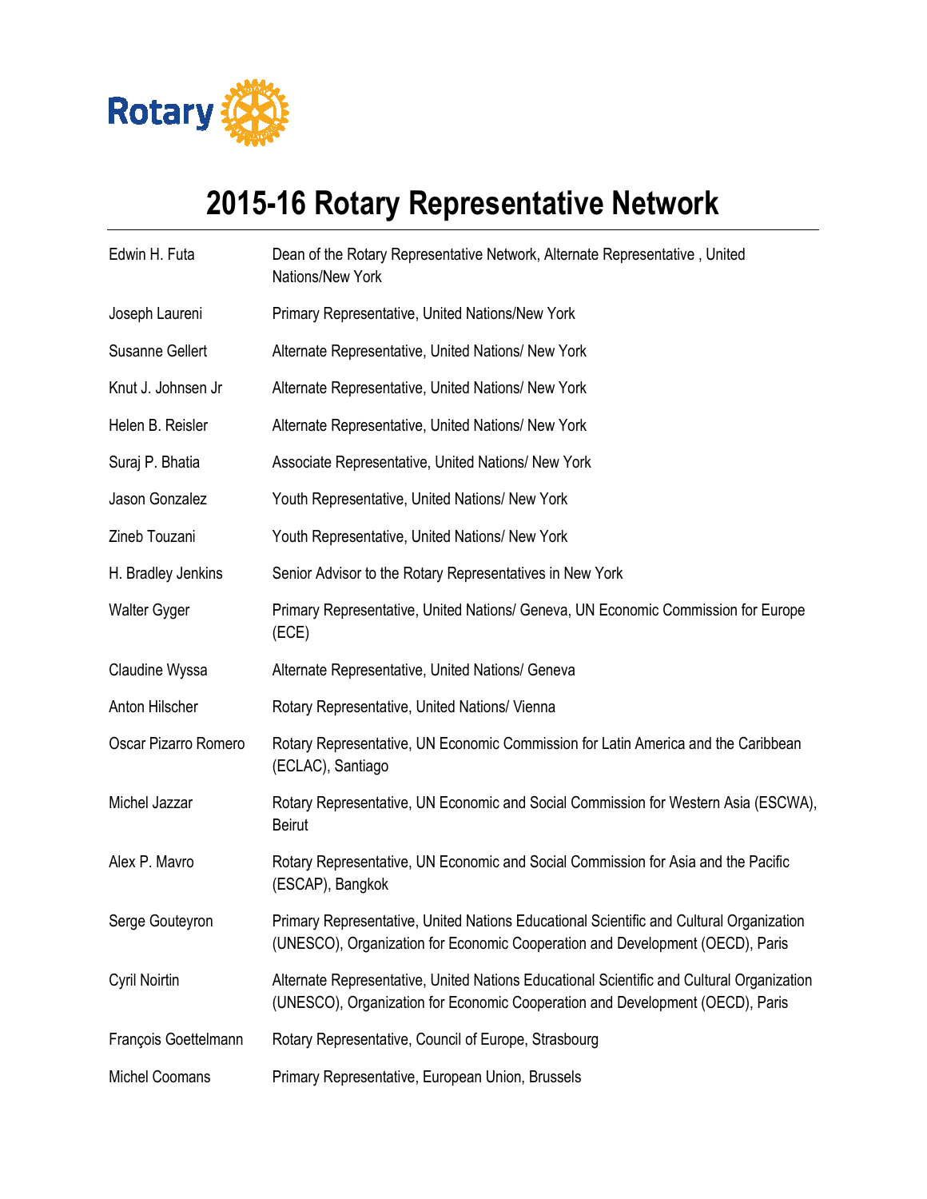# 2015-16 Rotary Representative Network

| | |
|---|---|
| Edwin H. Futa | Dean of the Rotary Representative Network, Alternate Representative , United Nations/New York |
| Joseph Laureni | Primary Representative, United Nations/New York |
| Susanne Gellert | Alternate Representative, United Nations/ New York |
| Knut J. Johnsen Jr | Alternate Representative, United Nations/ New York |
| Helen B. Reisler | Alternate Representative, United Nations/ New York |
| Suraj P. Bhatia | Associate Representative, United Nations/ New York |
| Jason Gonzalez | Youth Representative, United Nations/ New York |
| Zineb Touzani | Youth Representative, United Nations/ New York |
| H. Bradley Jenkins | Senior Advisor to the Rotary Representatives in New York |
| Walter Gyger | Primary Representative, United Nations/ Geneva, UN Economic Commission for Europe (ECE) |
| Claudine Wyssa | Alternate Representative, United Nations/ Geneva |
| Anton Hilscher | Rotary Representative, United Nations/ Vienna |
| Oscar Pizarro Romero | Rotary Representative, UN Economic Commission for Latin America and the Caribbean (ECLAC), Santiago |
| Michel Jazzar | Rotary Representative, UN Economic and Social Commission for Western Asia (ESCWA), Beirut |
| Alex P. Mavro | Rotary Representative, UN Economic and Social Commission for Asia and the Pacific (ESCAP), Bangkok |
| Serge Gouteyron | Primary Representative, United Nations Educational Scientific and Cultural Organization (UNESCO), Organization for Economic Cooperation and Development (OECD), Paris |
| Cyril Noirtin | Alternate Representative, United Nations Educational Scientific and Cultural Organization (UNESCO), Organization for Economic Cooperation and Development (OECD), Paris |
| François Goettelmann | Rotary Representative, Council of Europe, Strasbourg |
| Michel Coomans | Primary Representative, European Union, Brussels |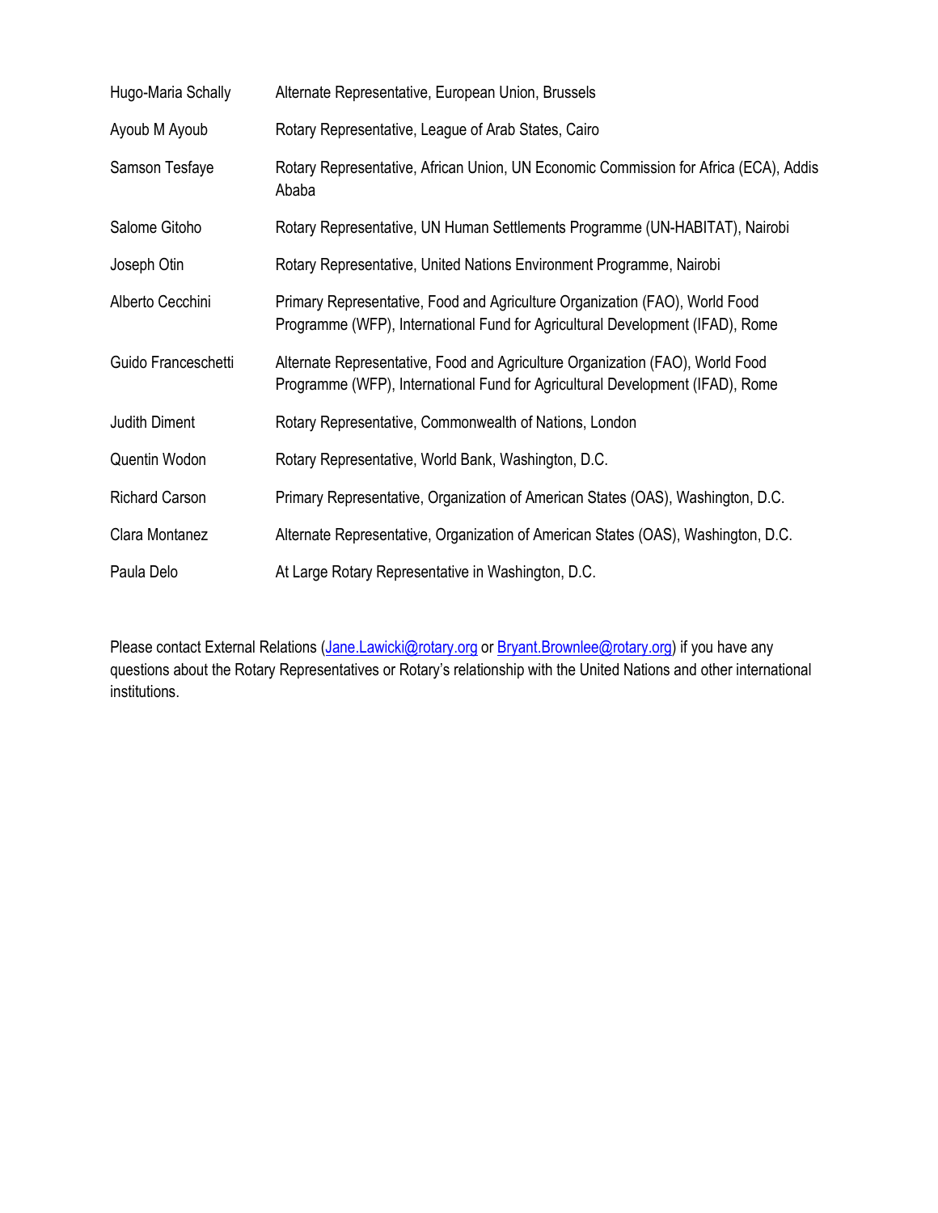| | |
|---|---|
| Hugo-Maria Schally | Alternate Representative, European Union, Brussels |
| Ayoub M Ayoub | Rotary Representative, League of Arab States, Cairo |
| Samson Tesfaye | Rotary Representative, African Union, UN Economic Commission for Africa (ECA), Addis Ababa |
| Salome Gitoho | Rotary Representative, UN Human Settlements Programme (UN-HABITAT), Nairobi |
| Joseph Otin | Rotary Representative, United Nations Environment Programme, Nairobi |
| Alberto Cecchini | Primary Representative, Food and Agriculture Organization (FAO), World Food Programme (WFP), International Fund for Agricultural Development (IFAD), Rome |
| Guido Franceschetti | Alternate Representative, Food and Agriculture Organization (FAO), World Food Programme (WFP), International Fund for Agricultural Development (IFAD), Rome |
| Judith Diment | Rotary Representative, Commonwealth of Nations, London |
| Quentin Wodon | Rotary Representative, World Bank, Washington, D.C. |
| Richard Carson | Primary Representative, Organization of American States (OAS), Washington, D.C. |
| Clara Montanez | Alternate Representative, Organization of American States (OAS), Washington, D.C. |
| Paula Delo | At Large Rotary Representative in Washington, D.C. |

Please contact External Relations (Jane.Lawicki@rotary.org or Bryant.Brownlee@rotary.org) if you have any questions about the Rotary Representatives or Rotary's relationship with the United Nations and other international institutions.